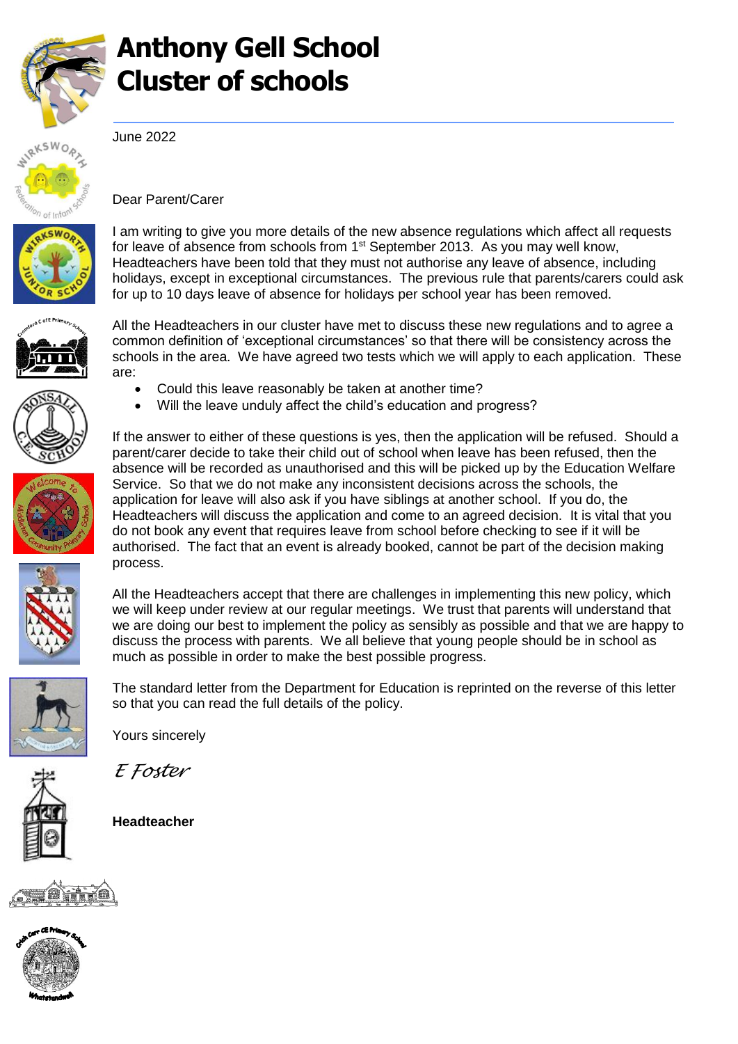# Anthony Gell School
# Cluster of schools

June 2022

Dear Parent/Carer

I am writing to give you more details of the new absence regulations which affect all requests for leave of absence from schools from 1st September 2013. As you may well know, Headteachers have been told that they must not authorise any leave of absence, including holidays, except in exceptional circumstances. The previous rule that parents/carers could ask for up to 10 days leave of absence for holidays per school year has been removed.

All the Headteachers in our cluster have met to discuss these new regulations and to agree a common definition of 'exceptional circumstances' so that there will be consistency across the schools in the area. We have agreed two tests which we will apply to each application. These are:

- Could this leave reasonably be taken at another time?
- Will the leave unduly affect the child's education and progress?

If the answer to either of these questions is yes, then the application will be refused. Should a parent/carer decide to take their child out of school when leave has been refused, then the absence will be recorded as unauthorised and this will be picked up by the Education Welfare Service. So that we do not make any inconsistent decisions across the schools, the application for leave will also ask if you have siblings at another school. If you do, the Headteachers will discuss the application and come to an agreed decision. It is vital that you do not book any event that requires leave from school before checking to see if it will be authorised. The fact that an event is already booked, cannot be part of the decision making process.

All the Headteachers accept that there are challenges in implementing this new policy, which we will keep under review at our regular meetings. We trust that parents will understand that we are doing our best to implement the policy as sensibly as possible and that we are happy to discuss the process with parents. We all believe that young people should be in school as much as possible in order to make the best possible progress.

The standard letter from the Department for Education is reprinted on the reverse of this letter so that you can read the full details of the policy.

Yours sincerely

*E Foster*

**Headteacher**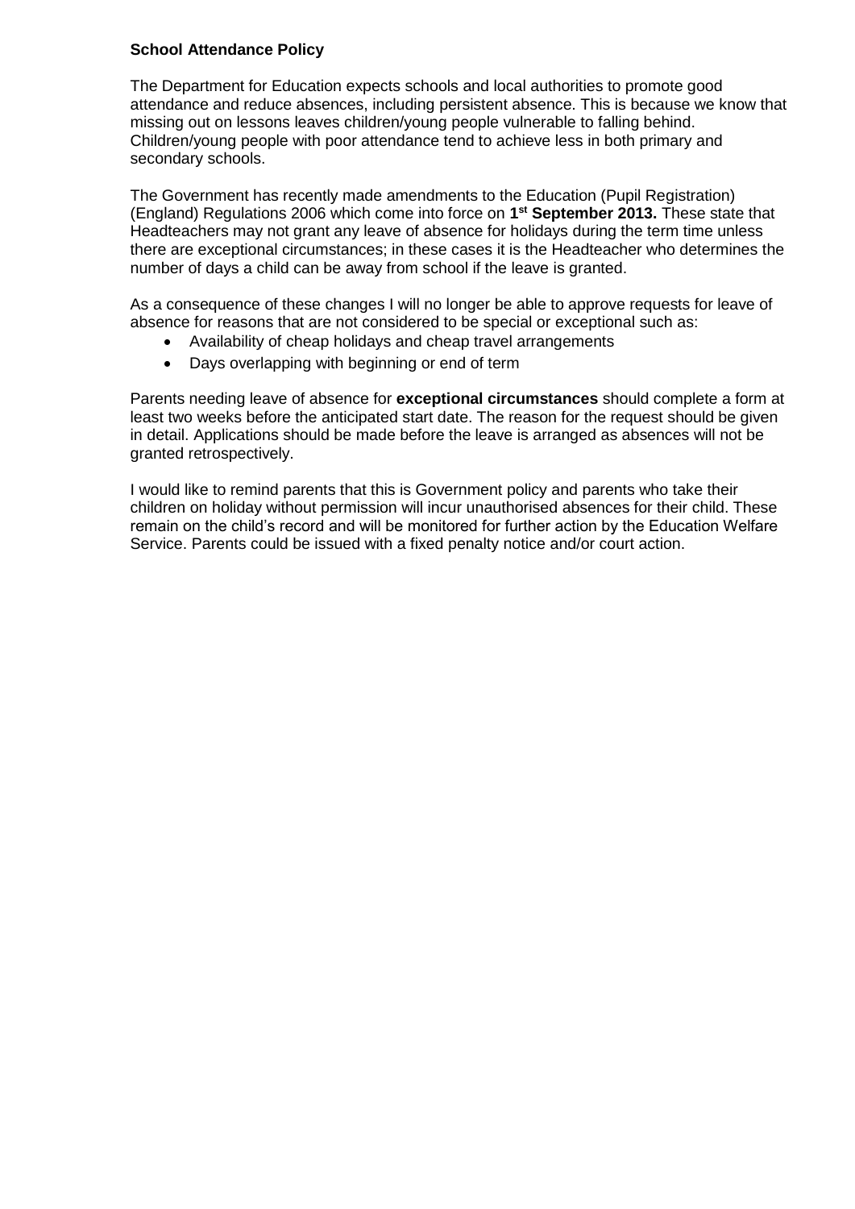**School Attendance Policy**

The Department for Education expects schools and local authorities to promote good attendance and reduce absences, including persistent absence. This is because we know that missing out on lessons leaves children/young people vulnerable to falling behind. Children/young people with poor attendance tend to achieve less in both primary and secondary schools.

The Government has recently made amendments to the Education (Pupil Registration) (England) Regulations 2006 which come into force on **1st September 2013.** These state that Headteachers may not grant any leave of absence for holidays during the term time unless there are exceptional circumstances; in these cases it is the Headteacher who determines the number of days a child can be away from school if the leave is granted.

As a consequence of these changes I will no longer be able to approve requests for leave of absence for reasons that are not considered to be special or exceptional such as:

- Availability of cheap holidays and cheap travel arrangements
- Days overlapping with beginning or end of term

Parents needing leave of absence for **exceptional circumstances** should complete a form at least two weeks before the anticipated start date. The reason for the request should be given in detail. Applications should be made before the leave is arranged as absences will not be granted retrospectively.

I would like to remind parents that this is Government policy and parents who take their children on holiday without permission will incur unauthorised absences for their child. These remain on the child's record and will be monitored for further action by the Education Welfare Service. Parents could be issued with a fixed penalty notice and/or court action.